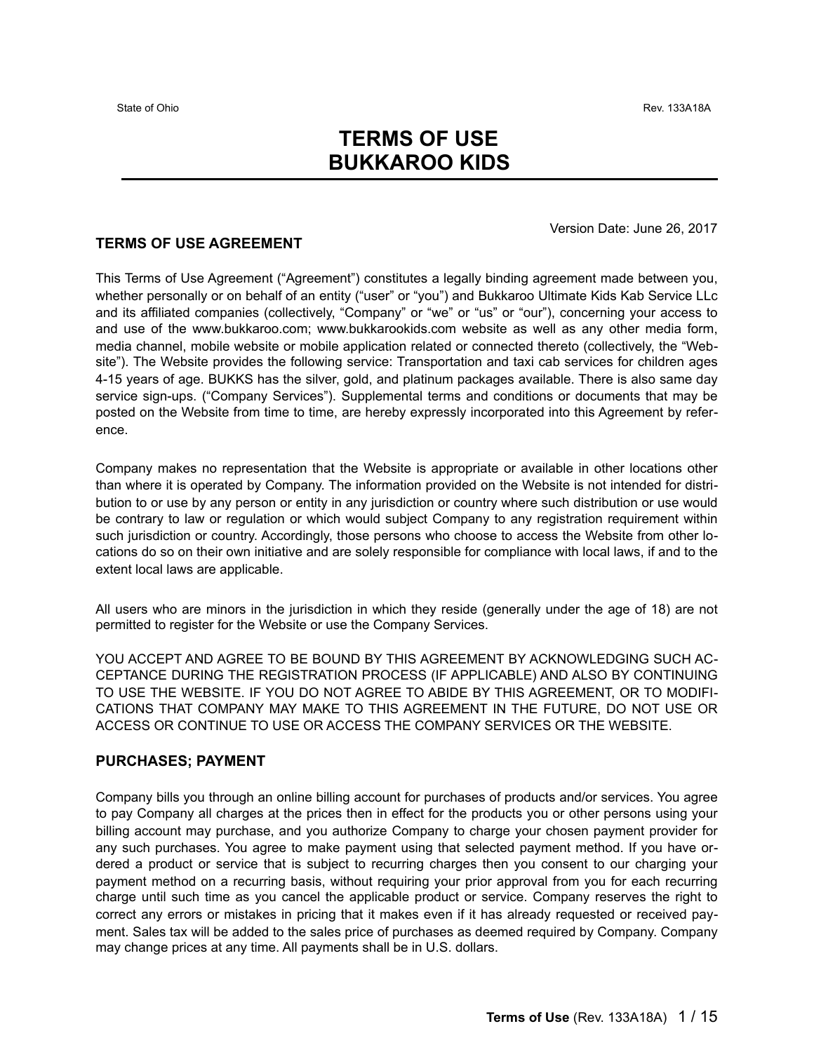State of Ohio Rev. 133A18A

# TERMS OF USE
# BUKKAROO KIDS

Version Date: June 26, 2017

## TERMS OF USE AGREEMENT

This Terms of Use Agreement ("Agreement") constitutes a legally binding agreement made between you, whether personally or on behalf of an entity ("user" or "you") and Bukkaroo Ultimate Kids Kab Service LLc and its affiliated companies (collectively, "Company" or "we" or "us" or "our"), concerning your access to and use of the www.bukkaroo.com; www.bukkarookids.com website as well as any other media form, media channel, mobile website or mobile application related or connected thereto (collectively, the "Website"). The Website provides the following service: Transportation and taxi cab services for children ages 4-15 years of age. BUKKS has the silver, gold, and platinum packages available. There is also same day service sign-ups. ("Company Services"). Supplemental terms and conditions or documents that may be posted on the Website from time to time, are hereby expressly incorporated into this Agreement by reference.

Company makes no representation that the Website is appropriate or available in other locations other than where it is operated by Company. The information provided on the Website is not intended for distribution to or use by any person or entity in any jurisdiction or country where such distribution or use would be contrary to law or regulation or which would subject Company to any registration requirement within such jurisdiction or country. Accordingly, those persons who choose to access the Website from other locations do so on their own initiative and are solely responsible for compliance with local laws, if and to the extent local laws are applicable.

All users who are minors in the jurisdiction in which they reside (generally under the age of 18) are not permitted to register for the Website or use the Company Services.

YOU ACCEPT AND AGREE TO BE BOUND BY THIS AGREEMENT BY ACKNOWLEDGING SUCH ACCEPTANCE DURING THE REGISTRATION PROCESS (IF APPLICABLE) AND ALSO BY CONTINUING TO USE THE WEBSITE. IF YOU DO NOT AGREE TO ABIDE BY THIS AGREEMENT, OR TO MODIFICATIONS THAT COMPANY MAY MAKE TO THIS AGREEMENT IN THE FUTURE, DO NOT USE OR ACCESS OR CONTINUE TO USE OR ACCESS THE COMPANY SERVICES OR THE WEBSITE.

## PURCHASES; PAYMENT

Company bills you through an online billing account for purchases of products and/or services. You agree to pay Company all charges at the prices then in effect for the products you or other persons using your billing account may purchase, and you authorize Company to charge your chosen payment provider for any such purchases. You agree to make payment using that selected payment method. If you have ordered a product or service that is subject to recurring charges then you consent to our charging your payment method on a recurring basis, without requiring your prior approval from you for each recurring charge until such time as you cancel the applicable product or service. Company reserves the right to correct any errors or mistakes in pricing that it makes even if it has already requested or received payment. Sales tax will be added to the sales price of purchases as deemed required by Company. Company may change prices at any time. All payments shall be in U.S. dollars.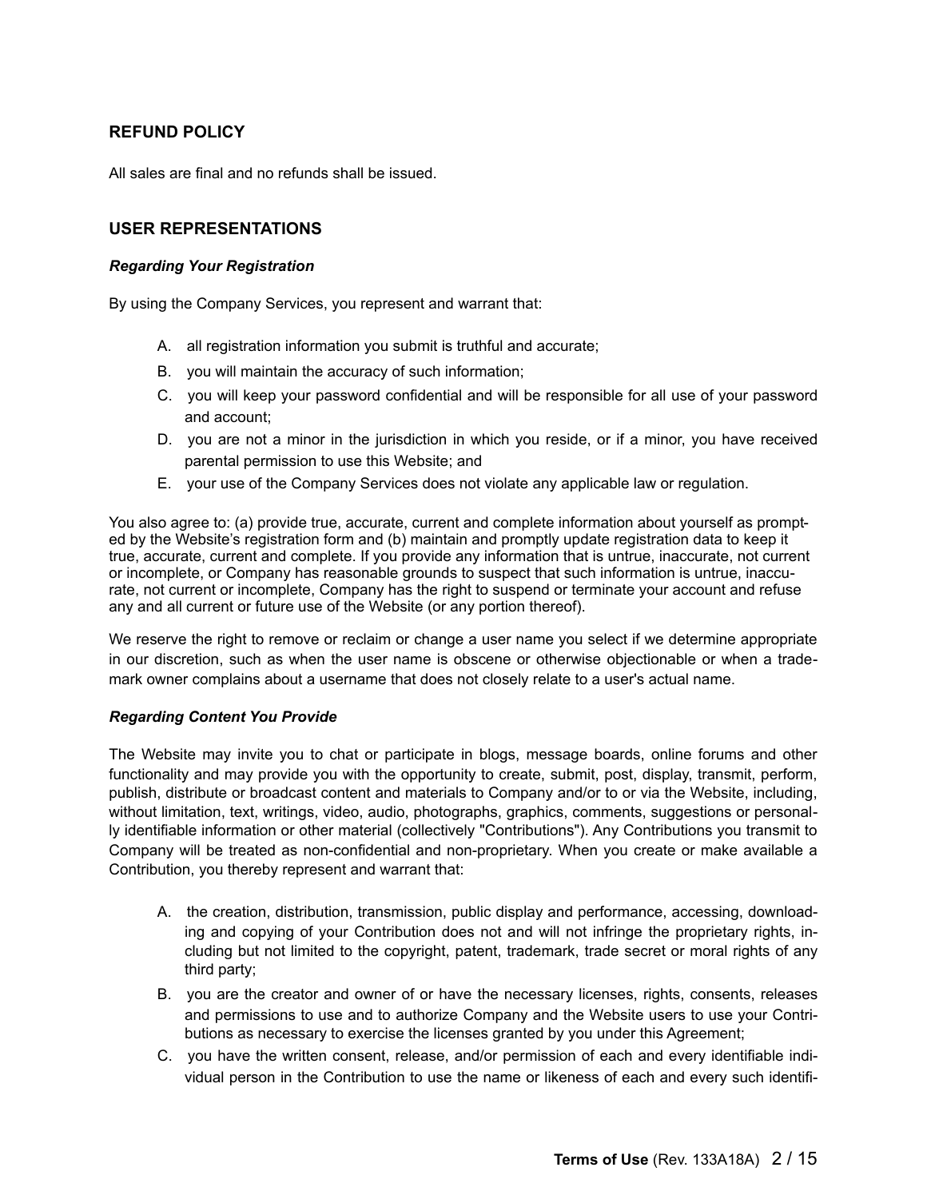## REFUND POLICY

All sales are final and no refunds shall be issued.

## USER REPRESENTATIONS

### *Regarding Your Registration*

By using the Company Services, you represent and warrant that:

A. all registration information you submit is truthful and accurate;

B. you will maintain the accuracy of such information;

C. you will keep your password confidential and will be responsible for all use of your password and account;

D. you are not a minor in the jurisdiction in which you reside, or if a minor, you have received parental permission to use this Website; and

E. your use of the Company Services does not violate any applicable law or regulation.

You also agree to: (a) provide true, accurate, current and complete information about yourself as prompted by the Website's registration form and (b) maintain and promptly update registration data to keep it true, accurate, current and complete. If you provide any information that is untrue, inaccurate, not current or incomplete, or Company has reasonable grounds to suspect that such information is untrue, inaccurate, not current or incomplete, Company has the right to suspend or terminate your account and refuse any and all current or future use of the Website (or any portion thereof).

We reserve the right to remove or reclaim or change a user name you select if we determine appropriate in our discretion, such as when the user name is obscene or otherwise objectionable or when a trademark owner complains about a username that does not closely relate to a user's actual name.

### *Regarding Content You Provide*

The Website may invite you to chat or participate in blogs, message boards, online forums and other functionality and may provide you with the opportunity to create, submit, post, display, transmit, perform, publish, distribute or broadcast content and materials to Company and/or to or via the Website, including, without limitation, text, writings, video, audio, photographs, graphics, comments, suggestions or personally identifiable information or other material (collectively "Contributions"). Any Contributions you transmit to Company will be treated as non-confidential and non-proprietary. When you create or make available a Contribution, you thereby represent and warrant that:

A. the creation, distribution, transmission, public display and performance, accessing, downloading and copying of your Contribution does not and will not infringe the proprietary rights, including but not limited to the copyright, patent, trademark, trade secret or moral rights of any third party;

B. you are the creator and owner of or have the necessary licenses, rights, consents, releases and permissions to use and to authorize Company and the Website users to use your Contributions as necessary to exercise the licenses granted by you under this Agreement;

C. you have the written consent, release, and/or permission of each and every identifiable individual person in the Contribution to use the name or likeness of each and every such identifi-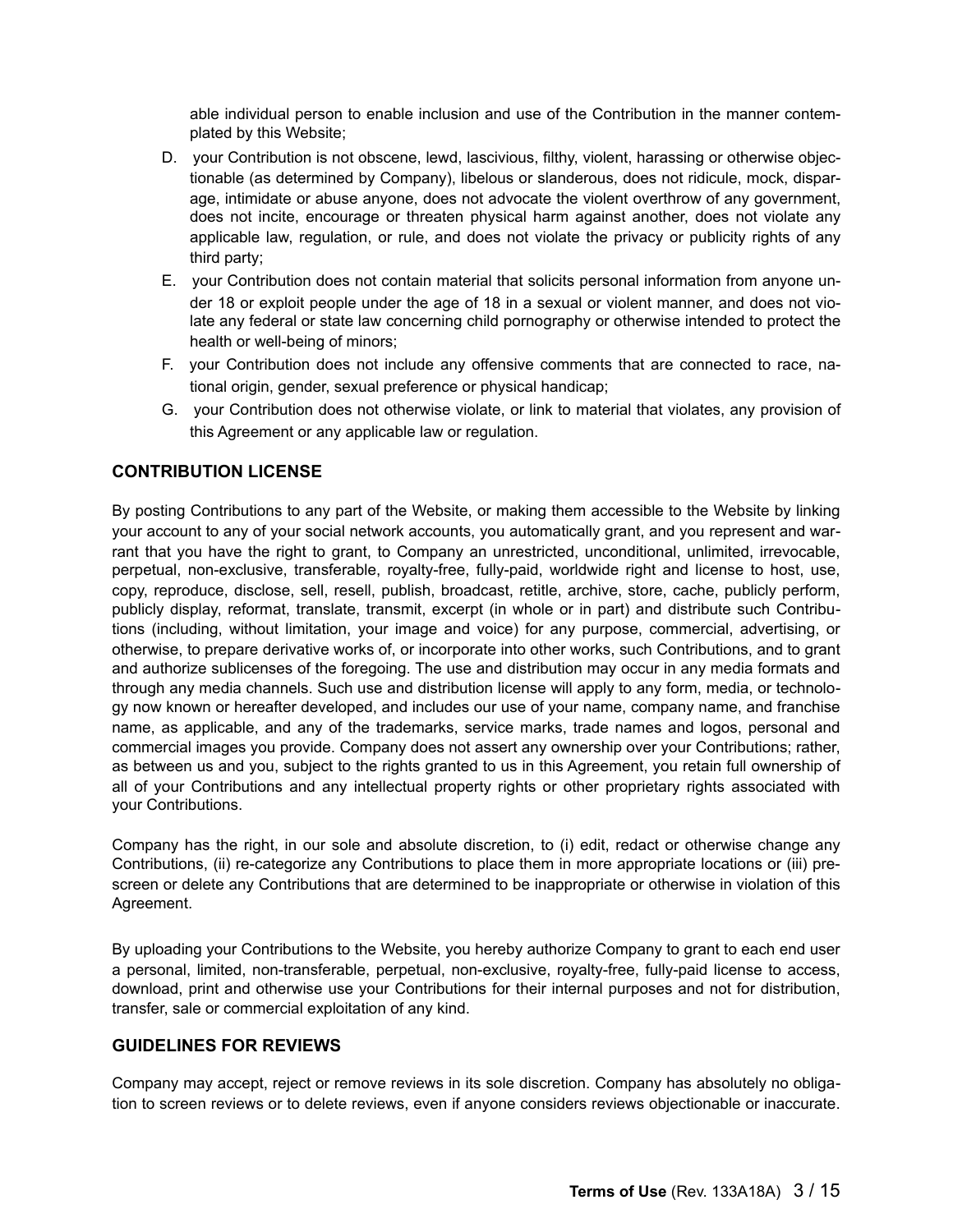able individual person to enable inclusion and use of the Contribution in the manner contemplated by this Website;

D. your Contribution is not obscene, lewd, lascivious, filthy, violent, harassing or otherwise objectionable (as determined by Company), libelous or slanderous, does not ridicule, mock, disparage, intimidate or abuse anyone, does not advocate the violent overthrow of any government, does not incite, encourage or threaten physical harm against another, does not violate any applicable law, regulation, or rule, and does not violate the privacy or publicity rights of any third party;

E. your Contribution does not contain material that solicits personal information from anyone under 18 or exploit people under the age of 18 in a sexual or violent manner, and does not violate any federal or state law concerning child pornography or otherwise intended to protect the health or well-being of minors;

F. your Contribution does not include any offensive comments that are connected to race, national origin, gender, sexual preference or physical handicap;

G. your Contribution does not otherwise violate, or link to material that violates, any provision of this Agreement or any applicable law or regulation.

### CONTRIBUTION LICENSE

By posting Contributions to any part of the Website, or making them accessible to the Website by linking your account to any of your social network accounts, you automatically grant, and you represent and warrant that you have the right to grant, to Company an unrestricted, unconditional, unlimited, irrevocable, perpetual, non-exclusive, transferable, royalty-free, fully-paid, worldwide right and license to host, use, copy, reproduce, disclose, sell, resell, publish, broadcast, retitle, archive, store, cache, publicly perform, publicly display, reformat, translate, transmit, excerpt (in whole or in part) and distribute such Contributions (including, without limitation, your image and voice) for any purpose, commercial, advertising, or otherwise, to prepare derivative works of, or incorporate into other works, such Contributions, and to grant and authorize sublicenses of the foregoing. The use and distribution may occur in any media formats and through any media channels. Such use and distribution license will apply to any form, media, or technology now known or hereafter developed, and includes our use of your name, company name, and franchise name, as applicable, and any of the trademarks, service marks, trade names and logos, personal and commercial images you provide. Company does not assert any ownership over your Contributions; rather, as between us and you, subject to the rights granted to us in this Agreement, you retain full ownership of all of your Contributions and any intellectual property rights or other proprietary rights associated with your Contributions.

Company has the right, in our sole and absolute discretion, to (i) edit, redact or otherwise change any Contributions, (ii) re-categorize any Contributions to place them in more appropriate locations or (iii) prescreen or delete any Contributions that are determined to be inappropriate or otherwise in violation of this Agreement.

By uploading your Contributions to the Website, you hereby authorize Company to grant to each end user a personal, limited, non-transferable, perpetual, non-exclusive, royalty-free, fully-paid license to access, download, print and otherwise use your Contributions for their internal purposes and not for distribution, transfer, sale or commercial exploitation of any kind.

### GUIDELINES FOR REVIEWS

Company may accept, reject or remove reviews in its sole discretion. Company has absolutely no obligation to screen reviews or to delete reviews, even if anyone considers reviews objectionable or inaccurate.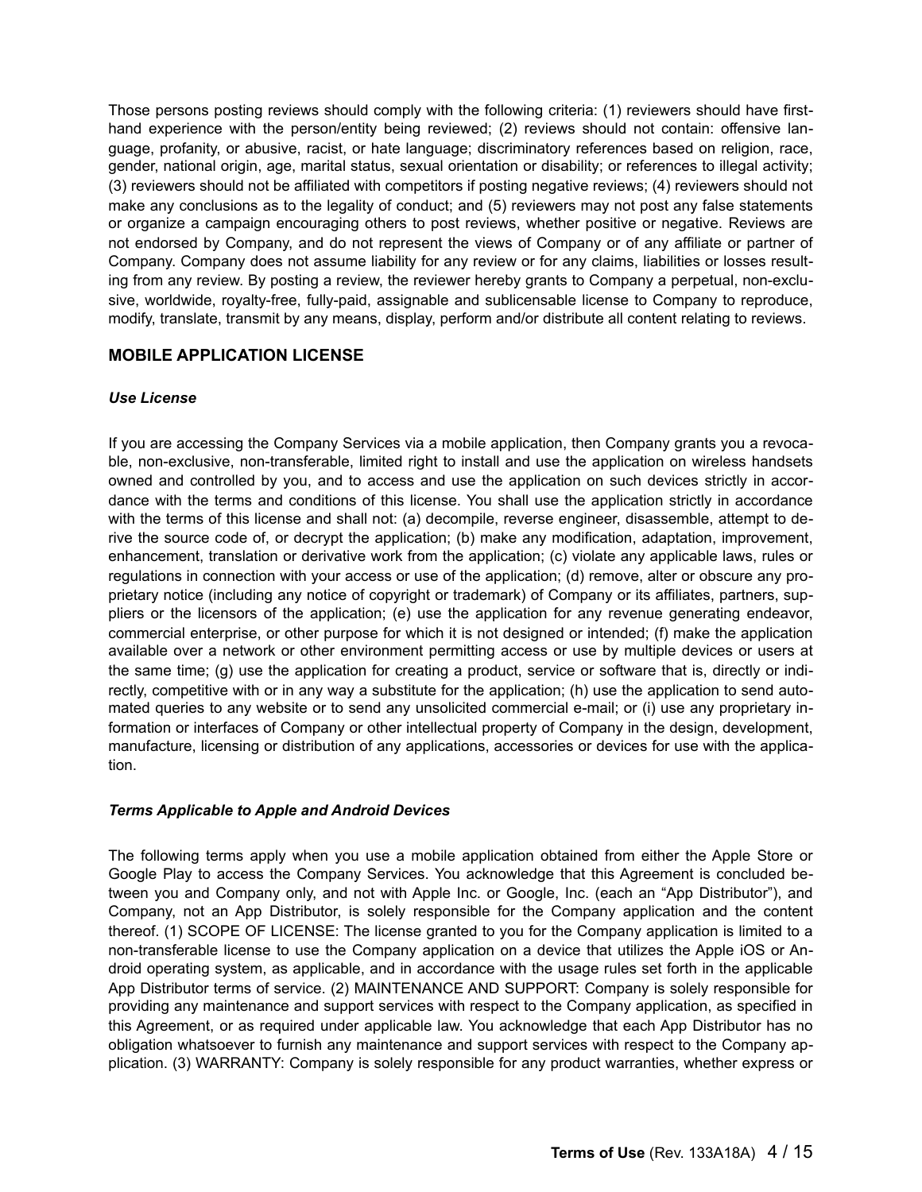Those persons posting reviews should comply with the following criteria: (1) reviewers should have first-hand experience with the person/entity being reviewed; (2) reviews should not contain: offensive language, profanity, or abusive, racist, or hate language; discriminatory references based on religion, race, gender, national origin, age, marital status, sexual orientation or disability; or references to illegal activity; (3) reviewers should not be affiliated with competitors if posting negative reviews; (4) reviewers should not make any conclusions as to the legality of conduct; and (5) reviewers may not post any false statements or organize a campaign encouraging others to post reviews, whether positive or negative. Reviews are not endorsed by Company, and do not represent the views of Company or of any affiliate or partner of Company. Company does not assume liability for any review or for any claims, liabilities or losses resulting from any review. By posting a review, the reviewer hereby grants to Company a perpetual, non-exclusive, worldwide, royalty-free, fully-paid, assignable and sublicensable license to Company to reproduce, modify, translate, transmit by any means, display, perform and/or distribute all content relating to reviews.

## MOBILE APPLICATION LICENSE

### *Use License*

If you are accessing the Company Services via a mobile application, then Company grants you a revocable, non-exclusive, non-transferable, limited right to install and use the application on wireless handsets owned and controlled by you, and to access and use the application on such devices strictly in accordance with the terms and conditions of this license. You shall use the application strictly in accordance with the terms of this license and shall not: (a) decompile, reverse engineer, disassemble, attempt to derive the source code of, or decrypt the application; (b) make any modification, adaptation, improvement, enhancement, translation or derivative work from the application; (c) violate any applicable laws, rules or regulations in connection with your access or use of the application; (d) remove, alter or obscure any proprietary notice (including any notice of copyright or trademark) of Company or its affiliates, partners, suppliers or the licensors of the application; (e) use the application for any revenue generating endeavor, commercial enterprise, or other purpose for which it is not designed or intended; (f) make the application available over a network or other environment permitting access or use by multiple devices or users at the same time; (g) use the application for creating a product, service or software that is, directly or indirectly, competitive with or in any way a substitute for the application; (h) use the application to send automated queries to any website or to send any unsolicited commercial e-mail; or (i) use any proprietary information or interfaces of Company or other intellectual property of Company in the design, development, manufacture, licensing or distribution of any applications, accessories or devices for use with the application.

### *Terms Applicable to Apple and Android Devices*

The following terms apply when you use a mobile application obtained from either the Apple Store or Google Play to access the Company Services. You acknowledge that this Agreement is concluded between you and Company only, and not with Apple Inc. or Google, Inc. (each an "App Distributor"), and Company, not an App Distributor, is solely responsible for the Company application and the content thereof. (1) SCOPE OF LICENSE: The license granted to you for the Company application is limited to a non-transferable license to use the Company application on a device that utilizes the Apple iOS or Android operating system, as applicable, and in accordance with the usage rules set forth in the applicable App Distributor terms of service. (2) MAINTENANCE AND SUPPORT: Company is solely responsible for providing any maintenance and support services with respect to the Company application, as specified in this Agreement, or as required under applicable law. You acknowledge that each App Distributor has no obligation whatsoever to furnish any maintenance and support services with respect to the Company application. (3) WARRANTY: Company is solely responsible for any product warranties, whether express or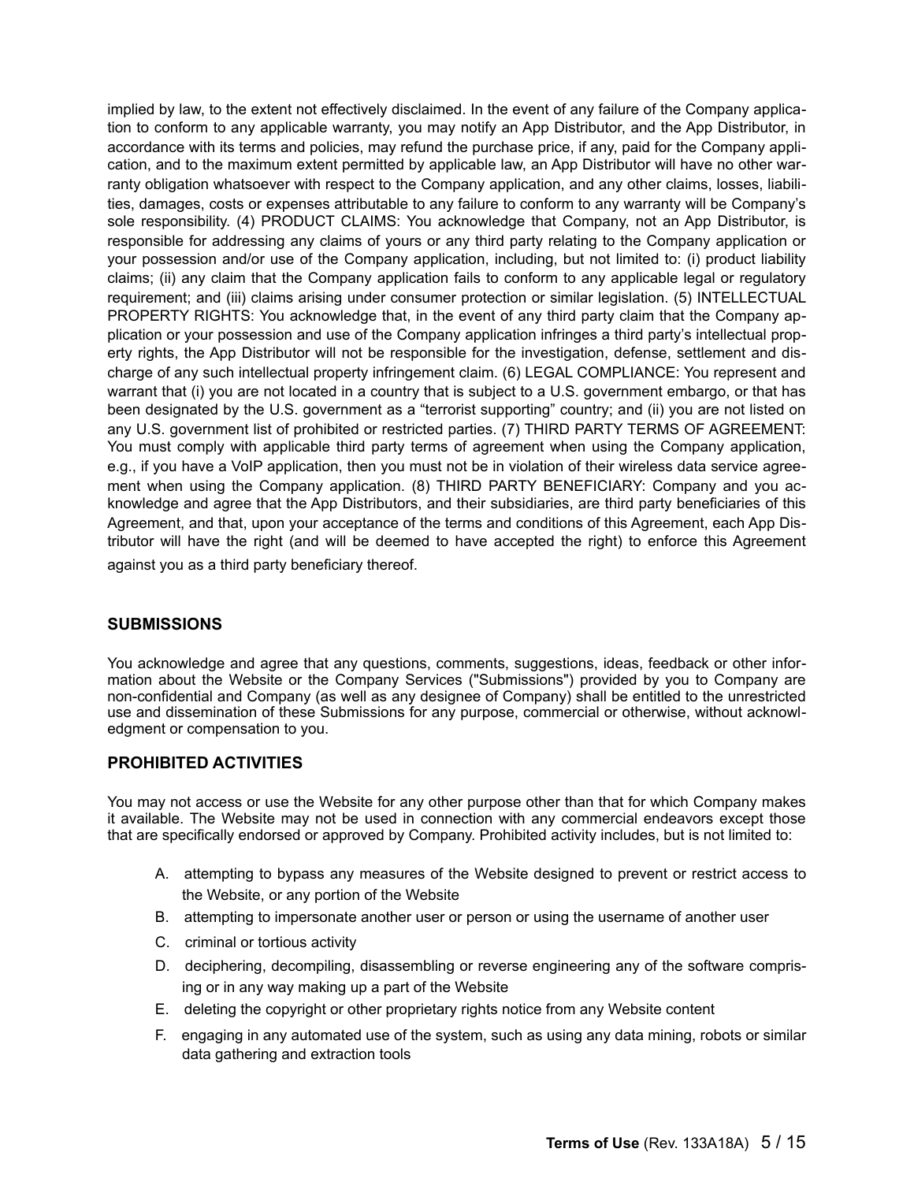implied by law, to the extent not effectively disclaimed. In the event of any failure of the Company application to conform to any applicable warranty, you may notify an App Distributor, and the App Distributor, in accordance with its terms and policies, may refund the purchase price, if any, paid for the Company application, and to the maximum extent permitted by applicable law, an App Distributor will have no other warranty obligation whatsoever with respect to the Company application, and any other claims, losses, liabilities, damages, costs or expenses attributable to any failure to conform to any warranty will be Company's sole responsibility. (4) PRODUCT CLAIMS: You acknowledge that Company, not an App Distributor, is responsible for addressing any claims of yours or any third party relating to the Company application or your possession and/or use of the Company application, including, but not limited to: (i) product liability claims; (ii) any claim that the Company application fails to conform to any applicable legal or regulatory requirement; and (iii) claims arising under consumer protection or similar legislation. (5) INTELLECTUAL PROPERTY RIGHTS: You acknowledge that, in the event of any third party claim that the Company application or your possession and use of the Company application infringes a third party's intellectual property rights, the App Distributor will not be responsible for the investigation, defense, settlement and discharge of any such intellectual property infringement claim. (6) LEGAL COMPLIANCE: You represent and warrant that (i) you are not located in a country that is subject to a U.S. government embargo, or that has been designated by the U.S. government as a "terrorist supporting" country; and (ii) you are not listed on any U.S. government list of prohibited or restricted parties. (7) THIRD PARTY TERMS OF AGREEMENT: You must comply with applicable third party terms of agreement when using the Company application, e.g., if you have a VoIP application, then you must not be in violation of their wireless data service agreement when using the Company application. (8) THIRD PARTY BENEFICIARY: Company and you acknowledge and agree that the App Distributors, and their subsidiaries, are third party beneficiaries of this Agreement, and that, upon your acceptance of the terms and conditions of this Agreement, each App Distributor will have the right (and will be deemed to have accepted the right) to enforce this Agreement against you as a third party beneficiary thereof.

## SUBMISSIONS

You acknowledge and agree that any questions, comments, suggestions, ideas, feedback or other information about the Website or the Company Services ("Submissions") provided by you to Company are non-confidential and Company (as well as any designee of Company) shall be entitled to the unrestricted use and dissemination of these Submissions for any purpose, commercial or otherwise, without acknowledgment or compensation to you.

## PROHIBITED ACTIVITIES

You may not access or use the Website for any other purpose other than that for which Company makes it available. The Website may not be used in connection with any commercial endeavors except those that are specifically endorsed or approved by Company. Prohibited activity includes, but is not limited to:

A. attempting to bypass any measures of the Website designed to prevent or restrict access to the Website, or any portion of the Website
B. attempting to impersonate another user or person or using the username of another user
C. criminal or tortious activity
D. deciphering, decompiling, disassembling or reverse engineering any of the software comprising or in any way making up a part of the Website
E. deleting the copyright or other proprietary rights notice from any Website content
F. engaging in any automated use of the system, such as using any data mining, robots or similar data gathering and extraction tools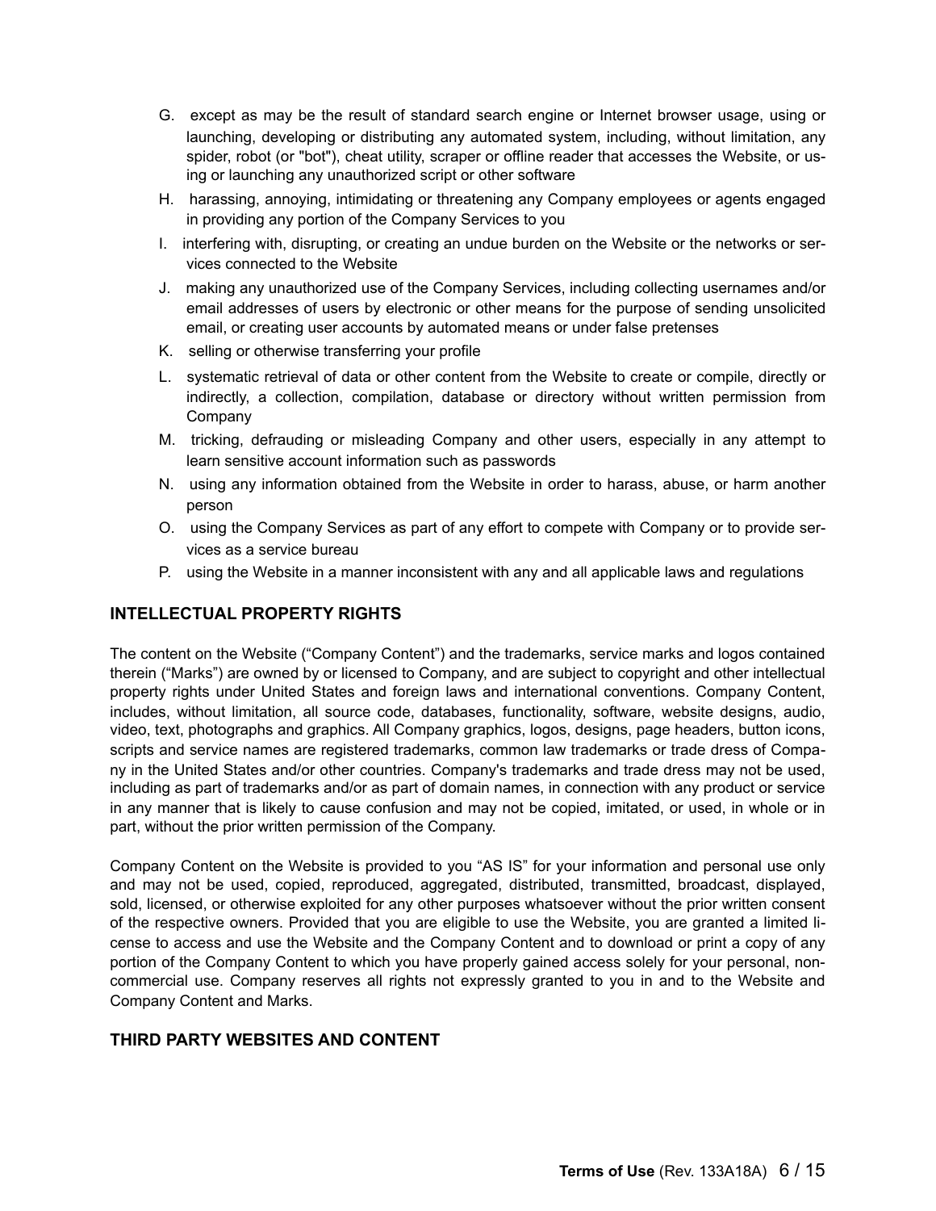G. except as may be the result of standard search engine or Internet browser usage, using or launching, developing or distributing any automated system, including, without limitation, any spider, robot (or "bot"), cheat utility, scraper or offline reader that accesses the Website, or using or launching any unauthorized script or other software

H. harassing, annoying, intimidating or threatening any Company employees or agents engaged in providing any portion of the Company Services to you

I. interfering with, disrupting, or creating an undue burden on the Website or the networks or services connected to the Website

J. making any unauthorized use of the Company Services, including collecting usernames and/or email addresses of users by electronic or other means for the purpose of sending unsolicited email, or creating user accounts by automated means or under false pretenses

K. selling or otherwise transferring your profile

L. systematic retrieval of data or other content from the Website to create or compile, directly or indirectly, a collection, compilation, database or directory without written permission from Company

M. tricking, defrauding or misleading Company and other users, especially in any attempt to learn sensitive account information such as passwords

N. using any information obtained from the Website in order to harass, abuse, or harm another person

O. using the Company Services as part of any effort to compete with Company or to provide services as a service bureau

P. using the Website in a manner inconsistent with any and all applicable laws and regulations

## INTELLECTUAL PROPERTY RIGHTS

The content on the Website ("Company Content") and the trademarks, service marks and logos contained therein ("Marks") are owned by or licensed to Company, and are subject to copyright and other intellectual property rights under United States and foreign laws and international conventions. Company Content, includes, without limitation, all source code, databases, functionality, software, website designs, audio, video, text, photographs and graphics. All Company graphics, logos, designs, page headers, button icons, scripts and service names are registered trademarks, common law trademarks or trade dress of Company in the United States and/or other countries. Company's trademarks and trade dress may not be used, including as part of trademarks and/or as part of domain names, in connection with any product or service in any manner that is likely to cause confusion and may not be copied, imitated, or used, in whole or in part, without the prior written permission of the Company.

Company Content on the Website is provided to you "AS IS" for your information and personal use only and may not be used, copied, reproduced, aggregated, distributed, transmitted, broadcast, displayed, sold, licensed, or otherwise exploited for any other purposes whatsoever without the prior written consent of the respective owners. Provided that you are eligible to use the Website, you are granted a limited license to access and use the Website and the Company Content and to download or print a copy of any portion of the Company Content to which you have properly gained access solely for your personal, non-commercial use. Company reserves all rights not expressly granted to you in and to the Website and Company Content and Marks.

## THIRD PARTY WEBSITES AND CONTENT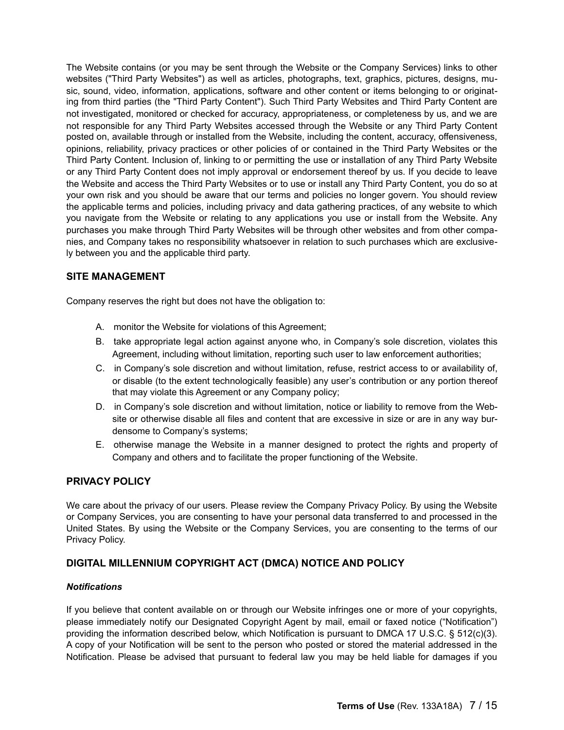The Website contains (or you may be sent through the Website or the Company Services) links to other websites ("Third Party Websites") as well as articles, photographs, text, graphics, pictures, designs, music, sound, video, information, applications, software and other content or items belonging to or originating from third parties (the "Third Party Content"). Such Third Party Websites and Third Party Content are not investigated, monitored or checked for accuracy, appropriateness, or completeness by us, and we are not responsible for any Third Party Websites accessed through the Website or any Third Party Content posted on, available through or installed from the Website, including the content, accuracy, offensiveness, opinions, reliability, privacy practices or other policies of or contained in the Third Party Websites or the Third Party Content. Inclusion of, linking to or permitting the use or installation of any Third Party Website or any Third Party Content does not imply approval or endorsement thereof by us. If you decide to leave the Website and access the Third Party Websites or to use or install any Third Party Content, you do so at your own risk and you should be aware that our terms and policies no longer govern. You should review the applicable terms and policies, including privacy and data gathering practices, of any website to which you navigate from the Website or relating to any applications you use or install from the Website. Any purchases you make through Third Party Websites will be through other websites and from other companies, and Company takes no responsibility whatsoever in relation to such purchases which are exclusively between you and the applicable third party.

### SITE MANAGEMENT

Company reserves the right but does not have the obligation to:

A. monitor the Website for violations of this Agreement;

B. take appropriate legal action against anyone who, in Company's sole discretion, violates this Agreement, including without limitation, reporting such user to law enforcement authorities;

C. in Company's sole discretion and without limitation, refuse, restrict access to or availability of, or disable (to the extent technologically feasible) any user's contribution or any portion thereof that may violate this Agreement or any Company policy;

D. in Company's sole discretion and without limitation, notice or liability to remove from the Website or otherwise disable all files and content that are excessive in size or are in any way burdensome to Company's systems;

E. otherwise manage the Website in a manner designed to protect the rights and property of Company and others and to facilitate the proper functioning of the Website.

### PRIVACY POLICY

We care about the privacy of our users. Please review the Company Privacy Policy. By using the Website or Company Services, you are consenting to have your personal data transferred to and processed in the United States. By using the Website or the Company Services, you are consenting to the terms of our Privacy Policy.

### DIGITAL MILLENNIUM COPYRIGHT ACT (DMCA) NOTICE AND POLICY

***Notifications***

If you believe that content available on or through our Website infringes one or more of your copyrights, please immediately notify our Designated Copyright Agent by mail, email or faxed notice ("Notification") providing the information described below, which Notification is pursuant to DMCA 17 U.S.C. § 512(c)(3). A copy of your Notification will be sent to the person who posted or stored the material addressed in the Notification. Please be advised that pursuant to federal law you may be held liable for damages if you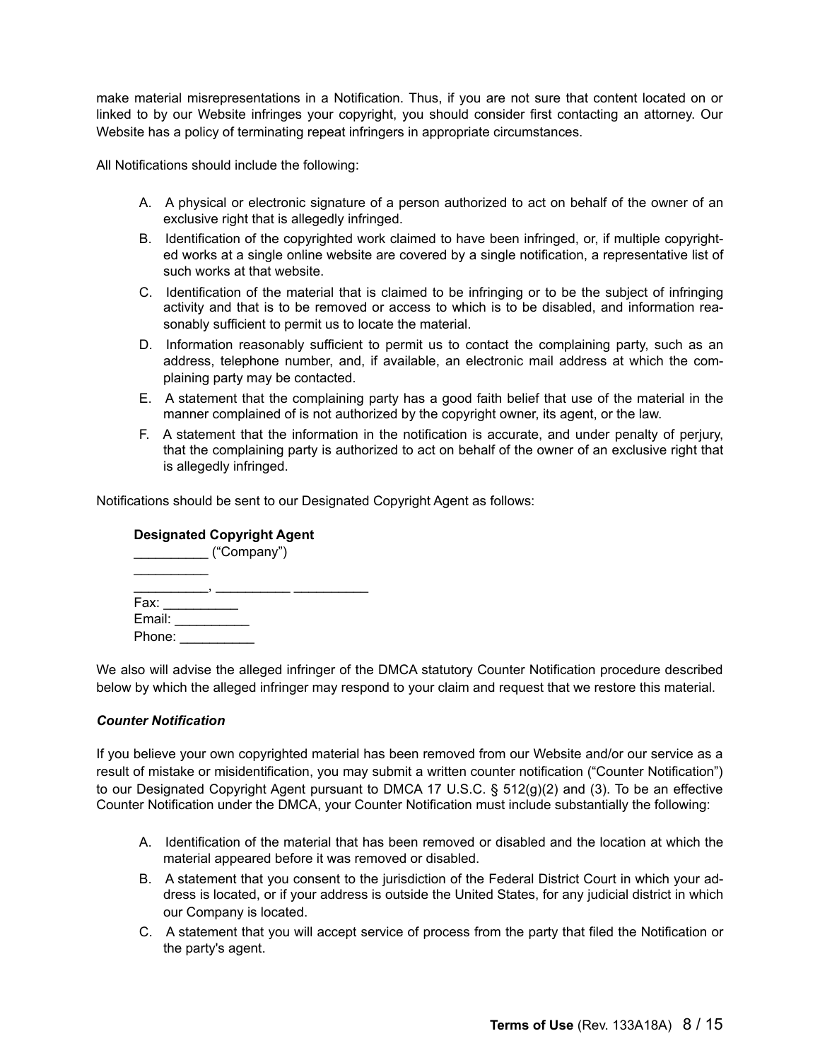make material misrepresentations in a Notification. Thus, if you are not sure that content located on or linked to by our Website infringes your copyright, you should consider first contacting an attorney. Our Website has a policy of terminating repeat infringers in appropriate circumstances.

All Notifications should include the following:

A. A physical or electronic signature of a person authorized to act on behalf of the owner of an exclusive right that is allegedly infringed.

B. Identification of the copyrighted work claimed to have been infringed, or, if multiple copyrighted works at a single online website are covered by a single notification, a representative list of such works at that website.

C. Identification of the material that is claimed to be infringing or to be the subject of infringing activity and that is to be removed or access to which is to be disabled, and information reasonably sufficient to permit us to locate the material.

D. Information reasonably sufficient to permit us to contact the complaining party, such as an address, telephone number, and, if available, an electronic mail address at which the complaining party may be contacted.

E. A statement that the complaining party has a good faith belief that use of the material in the manner complained of is not authorized by the copyright owner, its agent, or the law.

F. A statement that the information in the notification is accurate, and under penalty of perjury, that the complaining party is authorized to act on behalf of the owner of an exclusive right that is allegedly infringed.

Notifications should be sent to our Designated Copyright Agent as follows:

**Designated Copyright Agent**
__________ ("Company")
__________
__________, __________ __________
Fax: __________
Email: __________
Phone: __________

We also will advise the alleged infringer of the DMCA statutory Counter Notification procedure described below by which the alleged infringer may respond to your claim and request that we restore this material.

***Counter Notification***

If you believe your own copyrighted material has been removed from our Website and/or our service as a result of mistake or misidentification, you may submit a written counter notification ("Counter Notification") to our Designated Copyright Agent pursuant to DMCA 17 U.S.C. § 512(g)(2) and (3). To be an effective Counter Notification under the DMCA, your Counter Notification must include substantially the following:

A. Identification of the material that has been removed or disabled and the location at which the material appeared before it was removed or disabled.

B. A statement that you consent to the jurisdiction of the Federal District Court in which your address is located, or if your address is outside the United States, for any judicial district in which our Company is located.

C. A statement that you will accept service of process from the party that filed the Notification or the party's agent.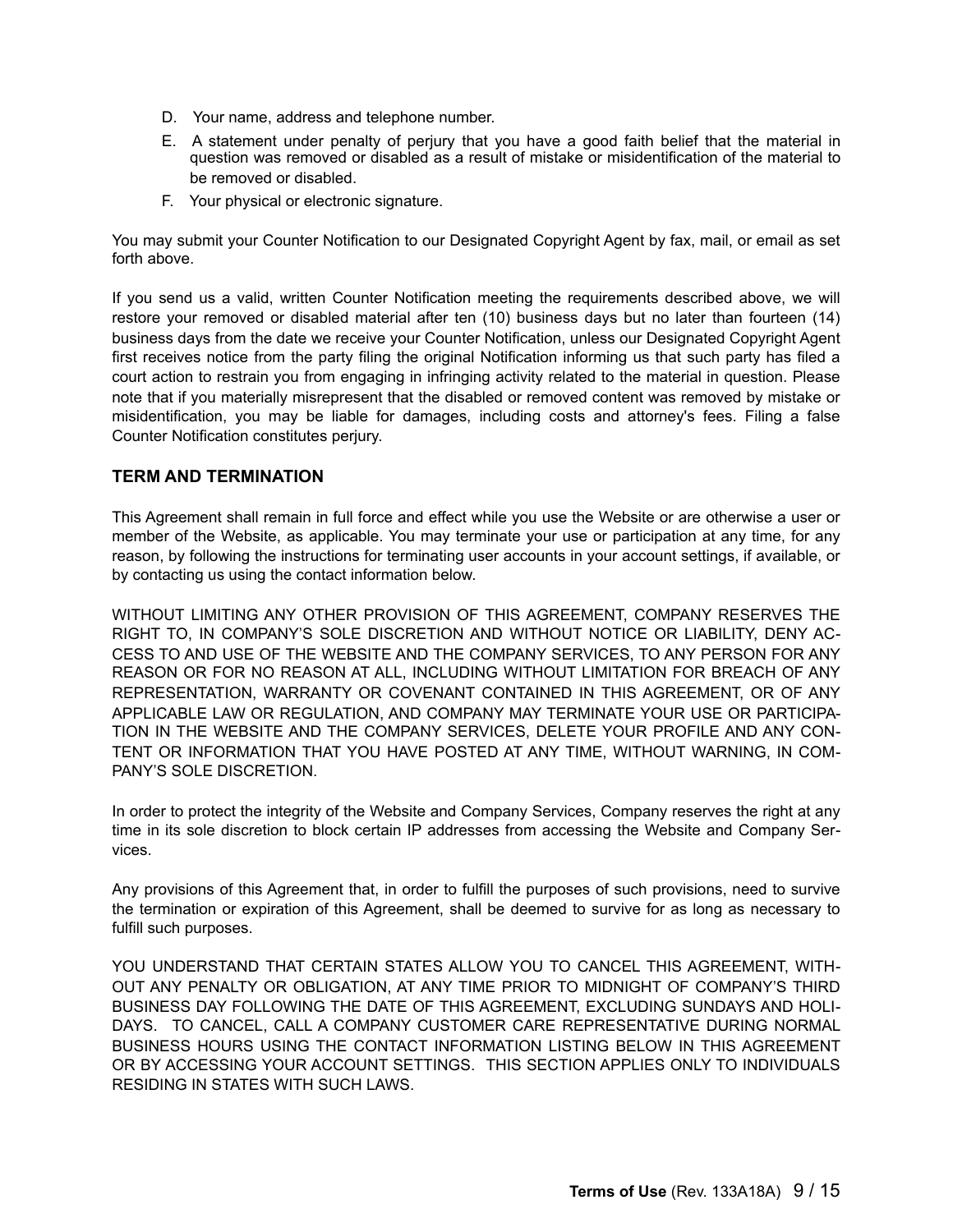D. Your name, address and telephone number.

E. A statement under penalty of perjury that you have a good faith belief that the material in question was removed or disabled as a result of mistake or misidentification of the material to be removed or disabled.

F. Your physical or electronic signature.

You may submit your Counter Notification to our Designated Copyright Agent by fax, mail, or email as set forth above.

If you send us a valid, written Counter Notification meeting the requirements described above, we will restore your removed or disabled material after ten (10) business days but no later than fourteen (14) business days from the date we receive your Counter Notification, unless our Designated Copyright Agent first receives notice from the party filing the original Notification informing us that such party has filed a court action to restrain you from engaging in infringing activity related to the material in question. Please note that if you materially misrepresent that the disabled or removed content was removed by mistake or misidentification, you may be liable for damages, including costs and attorney's fees. Filing a false Counter Notification constitutes perjury.

## TERM AND TERMINATION

This Agreement shall remain in full force and effect while you use the Website or are otherwise a user or member of the Website, as applicable. You may terminate your use or participation at any time, for any reason, by following the instructions for terminating user accounts in your account settings, if available, or by contacting us using the contact information below.

WITHOUT LIMITING ANY OTHER PROVISION OF THIS AGREEMENT, COMPANY RESERVES THE RIGHT TO, IN COMPANY'S SOLE DISCRETION AND WITHOUT NOTICE OR LIABILITY, DENY ACCESS TO AND USE OF THE WEBSITE AND THE COMPANY SERVICES, TO ANY PERSON FOR ANY REASON OR FOR NO REASON AT ALL, INCLUDING WITHOUT LIMITATION FOR BREACH OF ANY REPRESENTATION, WARRANTY OR COVENANT CONTAINED IN THIS AGREEMENT, OR OF ANY APPLICABLE LAW OR REGULATION, AND COMPANY MAY TERMINATE YOUR USE OR PARTICIPATION IN THE WEBSITE AND THE COMPANY SERVICES, DELETE YOUR PROFILE AND ANY CONTENT OR INFORMATION THAT YOU HAVE POSTED AT ANY TIME, WITHOUT WARNING, IN COMPANY'S SOLE DISCRETION.

In order to protect the integrity of the Website and Company Services, Company reserves the right at any time in its sole discretion to block certain IP addresses from accessing the Website and Company Services.

Any provisions of this Agreement that, in order to fulfill the purposes of such provisions, need to survive the termination or expiration of this Agreement, shall be deemed to survive for as long as necessary to fulfill such purposes.

YOU UNDERSTAND THAT CERTAIN STATES ALLOW YOU TO CANCEL THIS AGREEMENT, WITHOUT ANY PENALTY OR OBLIGATION, AT ANY TIME PRIOR TO MIDNIGHT OF COMPANY'S THIRD BUSINESS DAY FOLLOWING THE DATE OF THIS AGREEMENT, EXCLUDING SUNDAYS AND HOLIDAYS. TO CANCEL, CALL A COMPANY CUSTOMER CARE REPRESENTATIVE DURING NORMAL BUSINESS HOURS USING THE CONTACT INFORMATION LISTING BELOW IN THIS AGREEMENT OR BY ACCESSING YOUR ACCOUNT SETTINGS. THIS SECTION APPLIES ONLY TO INDIVIDUALS RESIDING IN STATES WITH SUCH LAWS.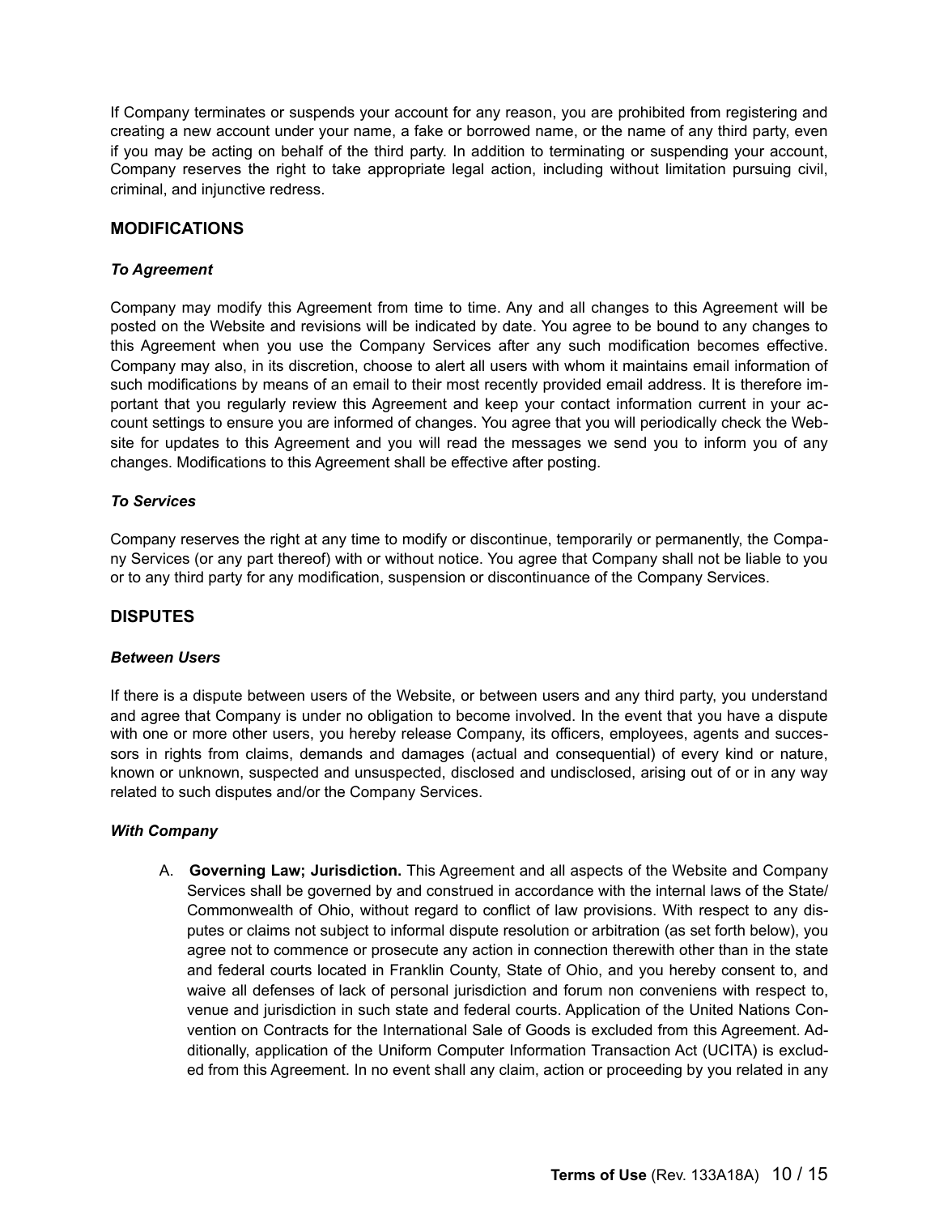If Company terminates or suspends your account for any reason, you are prohibited from registering and creating a new account under your name, a fake or borrowed name, or the name of any third party, even if you may be acting on behalf of the third party. In addition to terminating or suspending your account, Company reserves the right to take appropriate legal action, including without limitation pursuing civil, criminal, and injunctive redress.

## MODIFICATIONS

### *To Agreement*

Company may modify this Agreement from time to time. Any and all changes to this Agreement will be posted on the Website and revisions will be indicated by date. You agree to be bound to any changes to this Agreement when you use the Company Services after any such modification becomes effective. Company may also, in its discretion, choose to alert all users with whom it maintains email information of such modifications by means of an email to their most recently provided email address. It is therefore important that you regularly review this Agreement and keep your contact information current in your account settings to ensure you are informed of changes. You agree that you will periodically check the Website for updates to this Agreement and you will read the messages we send you to inform you of any changes. Modifications to this Agreement shall be effective after posting.

### *To Services*

Company reserves the right at any time to modify or discontinue, temporarily or permanently, the Company Services (or any part thereof) with or without notice. You agree that Company shall not be liable to you or to any third party for any modification, suspension or discontinuance of the Company Services.

## DISPUTES

### *Between Users*

If there is a dispute between users of the Website, or between users and any third party, you understand and agree that Company is under no obligation to become involved. In the event that you have a dispute with one or more other users, you hereby release Company, its officers, employees, agents and successors in rights from claims, demands and damages (actual and consequential) of every kind or nature, known or unknown, suspected and unsuspected, disclosed and undisclosed, arising out of or in any way related to such disputes and/or the Company Services.

### *With Company*

A. **Governing Law; Jurisdiction.** This Agreement and all aspects of the Website and Company Services shall be governed by and construed in accordance with the internal laws of the State/Commonwealth of Ohio, without regard to conflict of law provisions. With respect to any disputes or claims not subject to informal dispute resolution or arbitration (as set forth below), you agree not to commence or prosecute any action in connection therewith other than in the state and federal courts located in Franklin County, State of Ohio, and you hereby consent to, and waive all defenses of lack of personal jurisdiction and forum non conveniens with respect to, venue and jurisdiction in such state and federal courts. Application of the United Nations Convention on Contracts for the International Sale of Goods is excluded from this Agreement. Additionally, application of the Uniform Computer Information Transaction Act (UCITA) is excluded from this Agreement. In no event shall any claim, action or proceeding by you related in any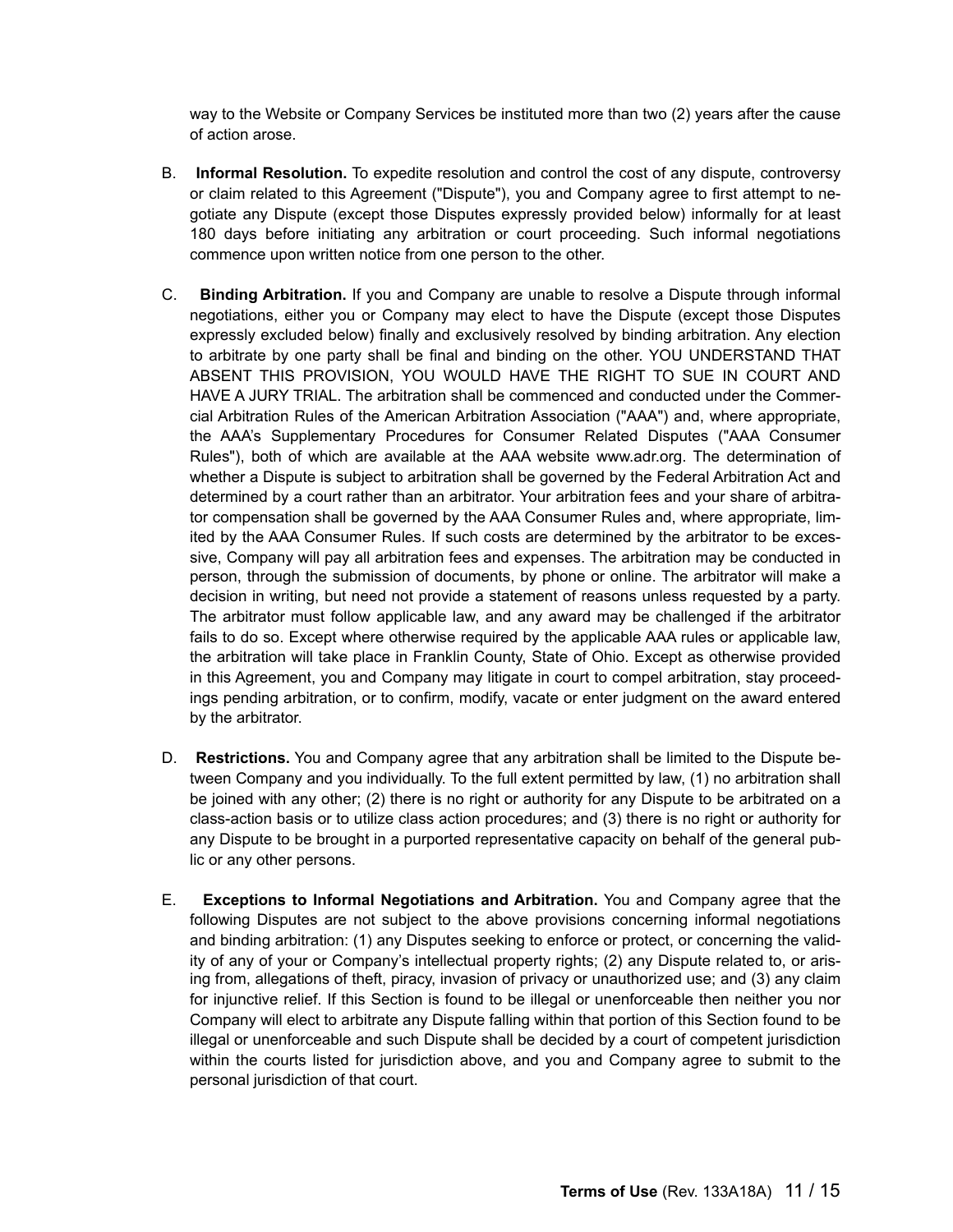way to the Website or Company Services be instituted more than two (2) years after the cause of action arose.

B. **Informal Resolution.** To expedite resolution and control the cost of any dispute, controversy or claim related to this Agreement ("Dispute"), you and Company agree to first attempt to negotiate any Dispute (except those Disputes expressly provided below) informally for at least 180 days before initiating any arbitration or court proceeding. Such informal negotiations commence upon written notice from one person to the other.

C. **Binding Arbitration.** If you and Company are unable to resolve a Dispute through informal negotiations, either you or Company may elect to have the Dispute (except those Disputes expressly excluded below) finally and exclusively resolved by binding arbitration. Any election to arbitrate by one party shall be final and binding on the other. YOU UNDERSTAND THAT ABSENT THIS PROVISION, YOU WOULD HAVE THE RIGHT TO SUE IN COURT AND HAVE A JURY TRIAL. The arbitration shall be commenced and conducted under the Commercial Arbitration Rules of the American Arbitration Association ("AAA") and, where appropriate, the AAA's Supplementary Procedures for Consumer Related Disputes ("AAA Consumer Rules"), both of which are available at the AAA website www.adr.org. The determination of whether a Dispute is subject to arbitration shall be governed by the Federal Arbitration Act and determined by a court rather than an arbitrator. Your arbitration fees and your share of arbitrator compensation shall be governed by the AAA Consumer Rules and, where appropriate, limited by the AAA Consumer Rules. If such costs are determined by the arbitrator to be excessive, Company will pay all arbitration fees and expenses. The arbitration may be conducted in person, through the submission of documents, by phone or online. The arbitrator will make a decision in writing, but need not provide a statement of reasons unless requested by a party. The arbitrator must follow applicable law, and any award may be challenged if the arbitrator fails to do so. Except where otherwise required by the applicable AAA rules or applicable law, the arbitration will take place in Franklin County, State of Ohio. Except as otherwise provided in this Agreement, you and Company may litigate in court to compel arbitration, stay proceedings pending arbitration, or to confirm, modify, vacate or enter judgment on the award entered by the arbitrator.

D. **Restrictions.** You and Company agree that any arbitration shall be limited to the Dispute between Company and you individually. To the full extent permitted by law, (1) no arbitration shall be joined with any other; (2) there is no right or authority for any Dispute to be arbitrated on a class-action basis or to utilize class action procedures; and (3) there is no right or authority for any Dispute to be brought in a purported representative capacity on behalf of the general public or any other persons.

E. **Exceptions to Informal Negotiations and Arbitration.** You and Company agree that the following Disputes are not subject to the above provisions concerning informal negotiations and binding arbitration: (1) any Disputes seeking to enforce or protect, or concerning the validity of any of your or Company's intellectual property rights; (2) any Dispute related to, or arising from, allegations of theft, piracy, invasion of privacy or unauthorized use; and (3) any claim for injunctive relief. If this Section is found to be illegal or unenforceable then neither you nor Company will elect to arbitrate any Dispute falling within that portion of this Section found to be illegal or unenforceable and such Dispute shall be decided by a court of competent jurisdiction within the courts listed for jurisdiction above, and you and Company agree to submit to the personal jurisdiction of that court.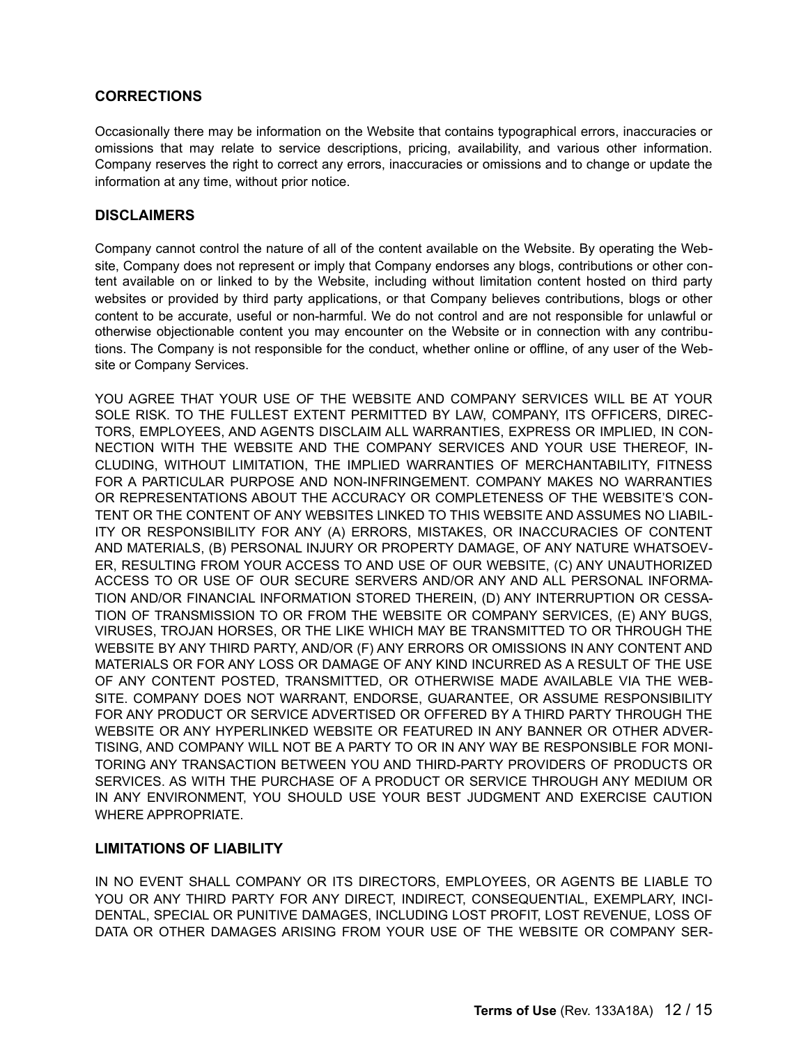## CORRECTIONS

Occasionally there may be information on the Website that contains typographical errors, inaccuracies or omissions that may relate to service descriptions, pricing, availability, and various other information. Company reserves the right to correct any errors, inaccuracies or omissions and to change or update the information at any time, without prior notice.

## DISCLAIMERS

Company cannot control the nature of all of the content available on the Website. By operating the Website, Company does not represent or imply that Company endorses any blogs, contributions or other content available on or linked to by the Website, including without limitation content hosted on third party websites or provided by third party applications, or that Company believes contributions, blogs or other content to be accurate, useful or non-harmful. We do not control and are not responsible for unlawful or otherwise objectionable content you may encounter on the Website or in connection with any contributions. The Company is not responsible for the conduct, whether online or offline, of any user of the Website or Company Services.

YOU AGREE THAT YOUR USE OF THE WEBSITE AND COMPANY SERVICES WILL BE AT YOUR SOLE RISK. TO THE FULLEST EXTENT PERMITTED BY LAW, COMPANY, ITS OFFICERS, DIRECTORS, EMPLOYEES, AND AGENTS DISCLAIM ALL WARRANTIES, EXPRESS OR IMPLIED, IN CONNECTION WITH THE WEBSITE AND THE COMPANY SERVICES AND YOUR USE THEREOF, INCLUDING, WITHOUT LIMITATION, THE IMPLIED WARRANTIES OF MERCHANTABILITY, FITNESS FOR A PARTICULAR PURPOSE AND NON-INFRINGEMENT. COMPANY MAKES NO WARRANTIES OR REPRESENTATIONS ABOUT THE ACCURACY OR COMPLETENESS OF THE WEBSITE'S CONTENT OR THE CONTENT OF ANY WEBSITES LINKED TO THIS WEBSITE AND ASSUMES NO LIABILITY OR RESPONSIBILITY FOR ANY (A) ERRORS, MISTAKES, OR INACCURACIES OF CONTENT AND MATERIALS, (B) PERSONAL INJURY OR PROPERTY DAMAGE, OF ANY NATURE WHATSOEVER, RESULTING FROM YOUR ACCESS TO AND USE OF OUR WEBSITE, (C) ANY UNAUTHORIZED ACCESS TO OR USE OF OUR SECURE SERVERS AND/OR ANY AND ALL PERSONAL INFORMATION AND/OR FINANCIAL INFORMATION STORED THEREIN, (D) ANY INTERRUPTION OR CESSATION OF TRANSMISSION TO OR FROM THE WEBSITE OR COMPANY SERVICES, (E) ANY BUGS, VIRUSES, TROJAN HORSES, OR THE LIKE WHICH MAY BE TRANSMITTED TO OR THROUGH THE WEBSITE BY ANY THIRD PARTY, AND/OR (F) ANY ERRORS OR OMISSIONS IN ANY CONTENT AND MATERIALS OR FOR ANY LOSS OR DAMAGE OF ANY KIND INCURRED AS A RESULT OF THE USE OF ANY CONTENT POSTED, TRANSMITTED, OR OTHERWISE MADE AVAILABLE VIA THE WEBSITE. COMPANY DOES NOT WARRANT, ENDORSE, GUARANTEE, OR ASSUME RESPONSIBILITY FOR ANY PRODUCT OR SERVICE ADVERTISED OR OFFERED BY A THIRD PARTY THROUGH THE WEBSITE OR ANY HYPERLINKED WEBSITE OR FEATURED IN ANY BANNER OR OTHER ADVERTISING, AND COMPANY WILL NOT BE A PARTY TO OR IN ANY WAY BE RESPONSIBLE FOR MONITORING ANY TRANSACTION BETWEEN YOU AND THIRD-PARTY PROVIDERS OF PRODUCTS OR SERVICES. AS WITH THE PURCHASE OF A PRODUCT OR SERVICE THROUGH ANY MEDIUM OR IN ANY ENVIRONMENT, YOU SHOULD USE YOUR BEST JUDGMENT AND EXERCISE CAUTION WHERE APPROPRIATE.

## LIMITATIONS OF LIABILITY

IN NO EVENT SHALL COMPANY OR ITS DIRECTORS, EMPLOYEES, OR AGENTS BE LIABLE TO YOU OR ANY THIRD PARTY FOR ANY DIRECT, INDIRECT, CONSEQUENTIAL, EXEMPLARY, INCIDENTAL, SPECIAL OR PUNITIVE DAMAGES, INCLUDING LOST PROFIT, LOST REVENUE, LOSS OF DATA OR OTHER DAMAGES ARISING FROM YOUR USE OF THE WEBSITE OR COMPANY SER-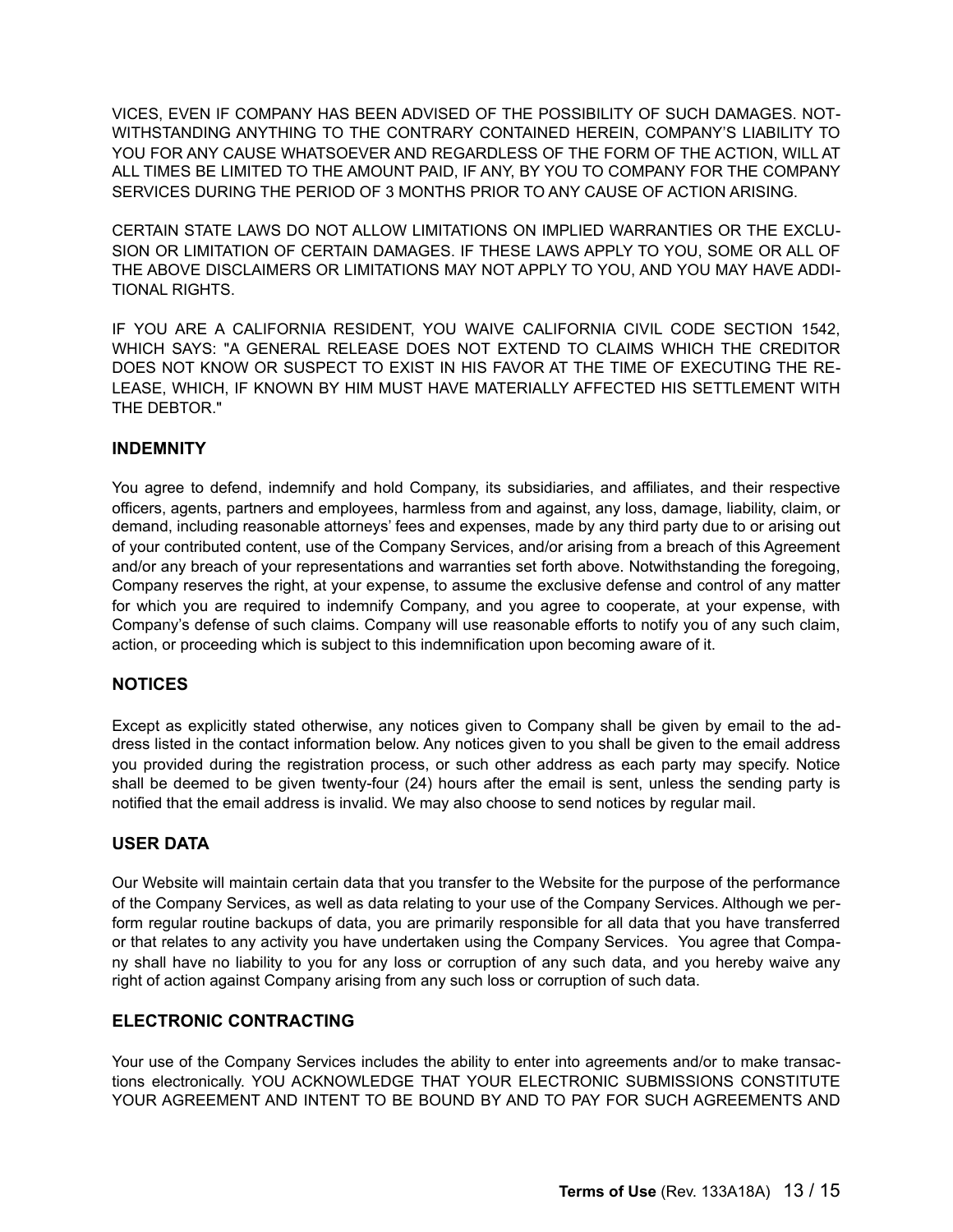VICES, EVEN IF COMPANY HAS BEEN ADVISED OF THE POSSIBILITY OF SUCH DAMAGES. NOTWITHSTANDING ANYTHING TO THE CONTRARY CONTAINED HEREIN, COMPANY'S LIABILITY TO YOU FOR ANY CAUSE WHATSOEVER AND REGARDLESS OF THE FORM OF THE ACTION, WILL AT ALL TIMES BE LIMITED TO THE AMOUNT PAID, IF ANY, BY YOU TO COMPANY FOR THE COMPANY SERVICES DURING THE PERIOD OF 3 MONTHS PRIOR TO ANY CAUSE OF ACTION ARISING.

CERTAIN STATE LAWS DO NOT ALLOW LIMITATIONS ON IMPLIED WARRANTIES OR THE EXCLUSION OR LIMITATION OF CERTAIN DAMAGES. IF THESE LAWS APPLY TO YOU, SOME OR ALL OF THE ABOVE DISCLAIMERS OR LIMITATIONS MAY NOT APPLY TO YOU, AND YOU MAY HAVE ADDITIONAL RIGHTS.

IF YOU ARE A CALIFORNIA RESIDENT, YOU WAIVE CALIFORNIA CIVIL CODE SECTION 1542, WHICH SAYS: "A GENERAL RELEASE DOES NOT EXTEND TO CLAIMS WHICH THE CREDITOR DOES NOT KNOW OR SUSPECT TO EXIST IN HIS FAVOR AT THE TIME OF EXECUTING THE RELEASE, WHICH, IF KNOWN BY HIM MUST HAVE MATERIALLY AFFECTED HIS SETTLEMENT WITH THE DEBTOR."

### INDEMNITY

You agree to defend, indemnify and hold Company, its subsidiaries, and affiliates, and their respective officers, agents, partners and employees, harmless from and against, any loss, damage, liability, claim, or demand, including reasonable attorneys' fees and expenses, made by any third party due to or arising out of your contributed content, use of the Company Services, and/or arising from a breach of this Agreement and/or any breach of your representations and warranties set forth above. Notwithstanding the foregoing, Company reserves the right, at your expense, to assume the exclusive defense and control of any matter for which you are required to indemnify Company, and you agree to cooperate, at your expense, with Company's defense of such claims. Company will use reasonable efforts to notify you of any such claim, action, or proceeding which is subject to this indemnification upon becoming aware of it.

### NOTICES

Except as explicitly stated otherwise, any notices given to Company shall be given by email to the address listed in the contact information below. Any notices given to you shall be given to the email address you provided during the registration process, or such other address as each party may specify. Notice shall be deemed to be given twenty-four (24) hours after the email is sent, unless the sending party is notified that the email address is invalid. We may also choose to send notices by regular mail.

### USER DATA

Our Website will maintain certain data that you transfer to the Website for the purpose of the performance of the Company Services, as well as data relating to your use of the Company Services. Although we perform regular routine backups of data, you are primarily responsible for all data that you have transferred or that relates to any activity you have undertaken using the Company Services. You agree that Company shall have no liability to you for any loss or corruption of any such data, and you hereby waive any right of action against Company arising from any such loss or corruption of such data.

### ELECTRONIC CONTRACTING

Your use of the Company Services includes the ability to enter into agreements and/or to make transactions electronically. YOU ACKNOWLEDGE THAT YOUR ELECTRONIC SUBMISSIONS CONSTITUTE YOUR AGREEMENT AND INTENT TO BE BOUND BY AND TO PAY FOR SUCH AGREEMENTS AND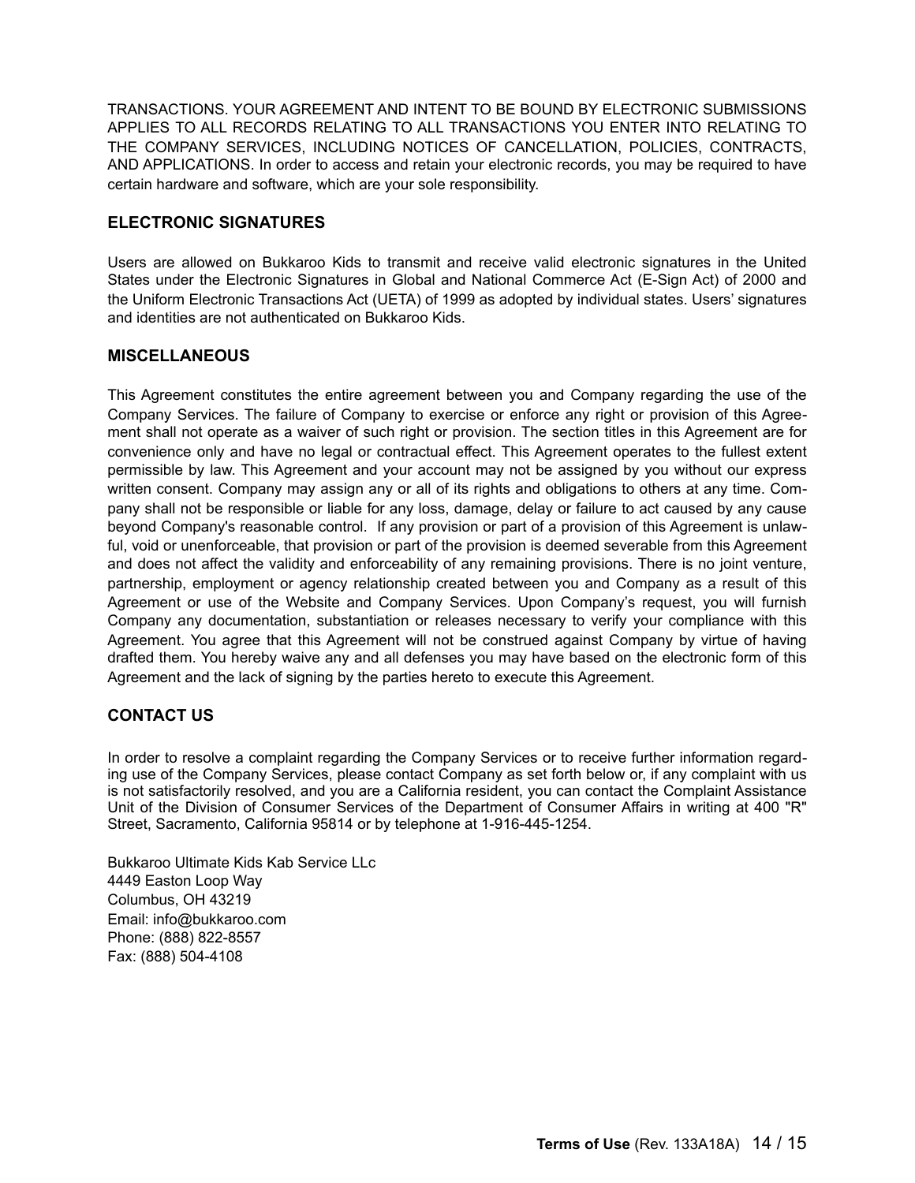TRANSACTIONS. YOUR AGREEMENT AND INTENT TO BE BOUND BY ELECTRONIC SUBMISSIONS APPLIES TO ALL RECORDS RELATING TO ALL TRANSACTIONS YOU ENTER INTO RELATING TO THE COMPANY SERVICES, INCLUDING NOTICES OF CANCELLATION, POLICIES, CONTRACTS, AND APPLICATIONS. In order to access and retain your electronic records, you may be required to have certain hardware and software, which are your sole responsibility.

### ELECTRONIC SIGNATURES

Users are allowed on Bukkaroo Kids to transmit and receive valid electronic signatures in the United States under the Electronic Signatures in Global and National Commerce Act (E-Sign Act) of 2000 and the Uniform Electronic Transactions Act (UETA) of 1999 as adopted by individual states. Users' signatures and identities are not authenticated on Bukkaroo Kids.

### MISCELLANEOUS

This Agreement constitutes the entire agreement between you and Company regarding the use of the Company Services. The failure of Company to exercise or enforce any right or provision of this Agreement shall not operate as a waiver of such right or provision. The section titles in this Agreement are for convenience only and have no legal or contractual effect. This Agreement operates to the fullest extent permissible by law. This Agreement and your account may not be assigned by you without our express written consent. Company may assign any or all of its rights and obligations to others at any time. Company shall not be responsible or liable for any loss, damage, delay or failure to act caused by any cause beyond Company's reasonable control. If any provision or part of a provision of this Agreement is unlawful, void or unenforceable, that provision or part of the provision is deemed severable from this Agreement and does not affect the validity and enforceability of any remaining provisions. There is no joint venture, partnership, employment or agency relationship created between you and Company as a result of this Agreement or use of the Website and Company Services. Upon Company's request, you will furnish Company any documentation, substantiation or releases necessary to verify your compliance with this Agreement. You agree that this Agreement will not be construed against Company by virtue of having drafted them. You hereby waive any and all defenses you may have based on the electronic form of this Agreement and the lack of signing by the parties hereto to execute this Agreement.

### CONTACT US

In order to resolve a complaint regarding the Company Services or to receive further information regarding use of the Company Services, please contact Company as set forth below or, if any complaint with us is not satisfactorily resolved, and you are a California resident, you can contact the Complaint Assistance Unit of the Division of Consumer Services of the Department of Consumer Affairs in writing at 400 "R" Street, Sacramento, California 95814 or by telephone at 1-916-445-1254.

Bukkaroo Ultimate Kids Kab Service LLc
4449 Easton Loop Way
Columbus, OH 43219
Email: info@bukkaroo.com
Phone: (888) 822-8557
Fax: (888) 504-4108